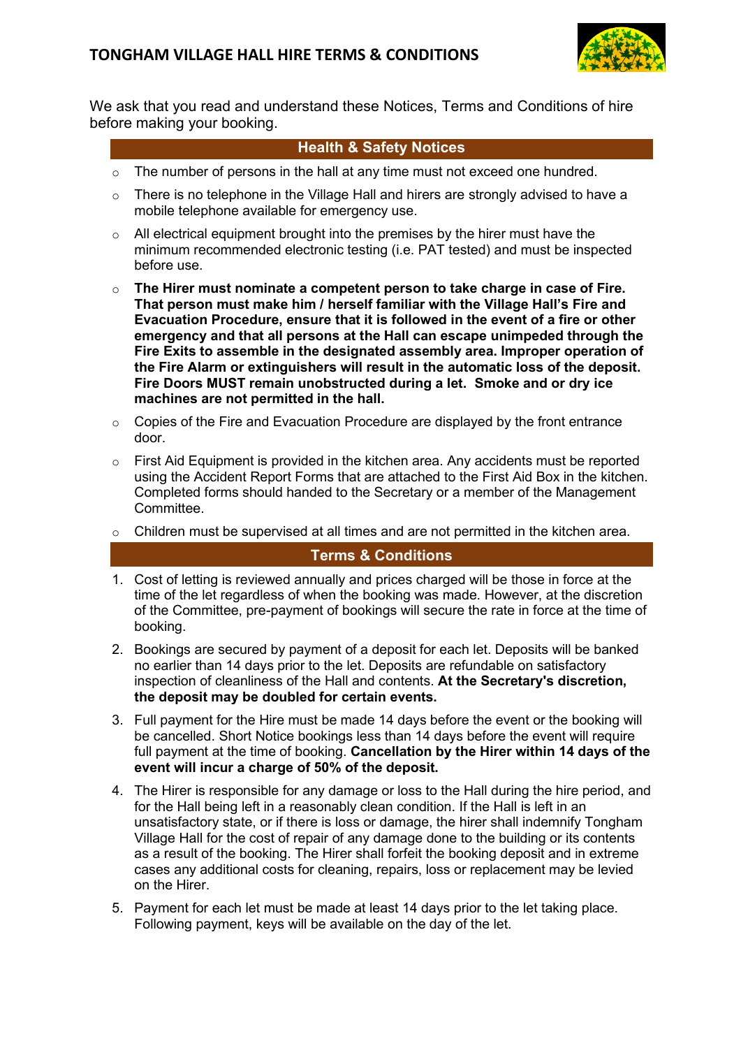# TONGHAM VILLAGE HALL HIRE TERMS & CONDITIONS

We ask that you read and understand these Notices, Terms and Conditions of hire before making your booking.

## Health & Safety Notices

- The number of persons in the hall at any time must not exceed one hundred.
- There is no telephone in the Village Hall and hirers are strongly advised to have a mobile telephone available for emergency use.
- All electrical equipment brought into the premises by the hirer must have the minimum recommended electronic testing (i.e. PAT tested) and must be inspected before use.
- **The Hirer must nominate a competent person to take charge in case of Fire. That person must make him / herself familiar with the Village Hall's Fire and Evacuation Procedure, ensure that it is followed in the event of a fire or other emergency and that all persons at the Hall can escape unimpeded through the Fire Exits to assemble in the designated assembly area. Improper operation of the Fire Alarm or extinguishers will result in the automatic loss of the deposit. Fire Doors MUST remain unobstructed during a let. Smoke and or dry ice machines are not permitted in the hall.**
- Copies of the Fire and Evacuation Procedure are displayed by the front entrance door.
- First Aid Equipment is provided in the kitchen area. Any accidents must be reported using the Accident Report Forms that are attached to the First Aid Box in the kitchen. Completed forms should handed to the Secretary or a member of the Management Committee.
- Children must be supervised at all times and are not permitted in the kitchen area.

## Terms & Conditions

1. Cost of letting is reviewed annually and prices charged will be those in force at the time of the let regardless of when the booking was made. However, at the discretion of the Committee, pre-payment of bookings will secure the rate in force at the time of booking.
2. Bookings are secured by payment of a deposit for each let. Deposits will be banked no earlier than 14 days prior to the let. Deposits are refundable on satisfactory inspection of cleanliness of the Hall and contents. **At the Secretary's discretion, the deposit may be doubled for certain events.**
3. Full payment for the Hire must be made 14 days before the event or the booking will be cancelled. Short Notice bookings less than 14 days before the event will require full payment at the time of booking. **Cancellation by the Hirer within 14 days of the event will incur a charge of 50% of the deposit.**
4. The Hirer is responsible for any damage or loss to the Hall during the hire period, and for the Hall being left in a reasonably clean condition. If the Hall is left in an unsatisfactory state, or if there is loss or damage, the hirer shall indemnify Tongham Village Hall for the cost of repair of any damage done to the building or its contents as a result of the booking. The Hirer shall forfeit the booking deposit and in extreme cases any additional costs for cleaning, repairs, loss or replacement may be levied on the Hirer.
5. Payment for each let must be made at least 14 days prior to the let taking place. Following payment, keys will be available on the day of the let.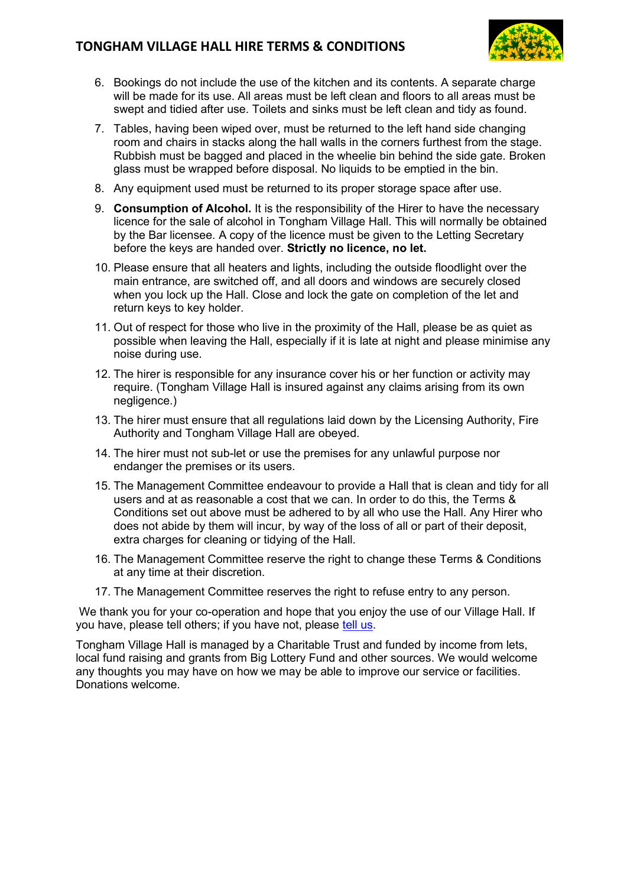6. Bookings do not include the use of the kitchen and its contents. A separate charge will be made for its use. All areas must be left clean and floors to all areas must be swept and tidied after use. Toilets and sinks must be left clean and tidy as found.
7. Tables, having been wiped over, must be returned to the left hand side changing room and chairs in stacks along the hall walls in the corners furthest from the stage. Rubbish must be bagged and placed in the wheelie bin behind the side gate. Broken glass must be wrapped before disposal. No liquids to be emptied in the bin.
8. Any equipment used must be returned to its proper storage space after use.
9. **Consumption of Alcohol.** It is the responsibility of the Hirer to have the necessary licence for the sale of alcohol in Tongham Village Hall. This will normally be obtained by the Bar licensee. A copy of the licence must be given to the Letting Secretary before the keys are handed over. **Strictly no licence, no let.**
10. Please ensure that all heaters and lights, including the outside floodlight over the main entrance, are switched off, and all doors and windows are securely closed when you lock up the Hall. Close and lock the gate on completion of the let and return keys to key holder.
11. Out of respect for those who live in the proximity of the Hall, please be as quiet as possible when leaving the Hall, especially if it is late at night and please minimise any noise during use.
12. The hirer is responsible for any insurance cover his or her function or activity may require. (Tongham Village Hall is insured against any claims arising from its own negligence.)
13. The hirer must ensure that all regulations laid down by the Licensing Authority, Fire Authority and Tongham Village Hall are obeyed.
14. The hirer must not sub-let or use the premises for any unlawful purpose nor endanger the premises or its users.
15. The Management Committee endeavour to provide a Hall that is clean and tidy for all users and at as reasonable a cost that we can. In order to do this, the Terms & Conditions set out above must be adhered to by all who use the Hall. Any Hirer who does not abide by them will incur, by way of the loss of all or part of their deposit, extra charges for cleaning or tidying of the Hall.
16. The Management Committee reserve the right to change these Terms & Conditions at any time at their discretion.
17. The Management Committee reserves the right to refuse entry to any person.

We thank you for your co-operation and hope that you enjoy the use of our Village Hall. If you have, please tell others; if you have not, please tell us.

Tongham Village Hall is managed by a Charitable Trust and funded by income from lets, local fund raising and grants from Big Lottery Fund and other sources. We would welcome any thoughts you may have on how we may be able to improve our service or facilities. Donations welcome.